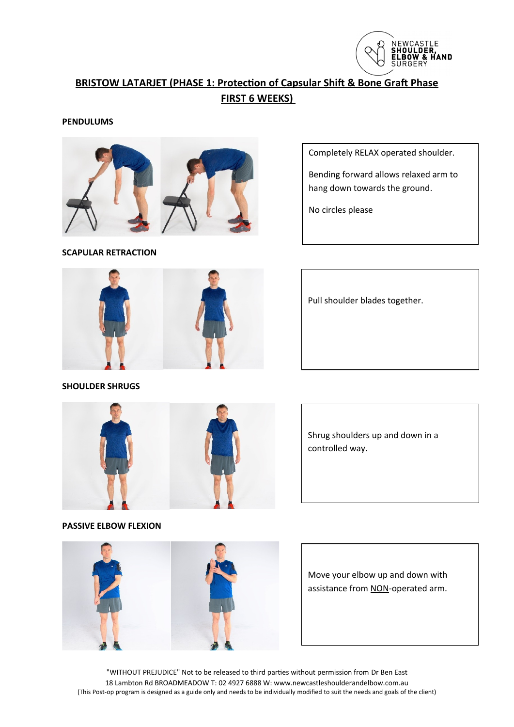# BRISTOW LATARJET (PHASE 1: Protection of Capsular Shift & Bone Graft Phase FIRST 6 WEEKS)

**PENDULUMS**

Completely RELAX operated shoulder.

Bending forward allows relaxed arm to hang down towards the ground.

No circles please

**SCAPULAR RETRACTION**

Pull shoulder blades together.

**SHOULDER SHRUGS**

Shrug shoulders up and down in a controlled way.

**PASSIVE ELBOW FLEXION**

Move your elbow up and down with assistance from NON-operated arm.

"WITHOUT PREJUDICE" Not to be released to third parties without permission from Dr Ben East
18 Lambton Rd BROADMEADOW T: 02 4927 6888 W: www.newcastleshoulderandelbow.com.au
(This Post-op program is designed as a guide only and needs to be individually modified to suit the needs and goals of the client)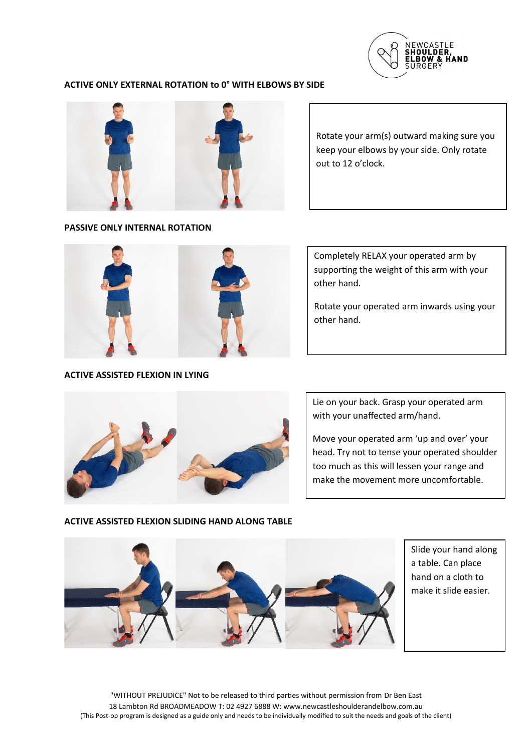## ACTIVE ONLY EXTERNAL ROTATION to 0° WITH ELBOWS BY SIDE

Rotate your arm(s) outward making sure you keep your elbows by your side. Only rotate out to 12 o'clock.

## PASSIVE ONLY INTERNAL ROTATION

Completely RELAX your operated arm by supporting the weight of this arm with your other hand.

Rotate your operated arm inwards using your other hand.

## ACTIVE ASSISTED FLEXION IN LYING

Lie on your back. Grasp your operated arm with your unaffected arm/hand.

Move your operated arm 'up and over' your head. Try not to tense your operated shoulder too much as this will lessen your range and make the movement more uncomfortable.

## ACTIVE ASSISTED FLEXION SLIDING HAND ALONG TABLE

Slide your hand along a table. Can place hand on a cloth to make it slide easier.

"WITHOUT PREJUDICE" Not to be released to third parties without permission from Dr Ben East
18 Lambton Rd BROADMEADOW T: 02 4927 6888 W: www.newcastleshoulderandelbow.com.au
(This Post-op program is designed as a guide only and needs to be individually modified to suit the needs and goals of the client)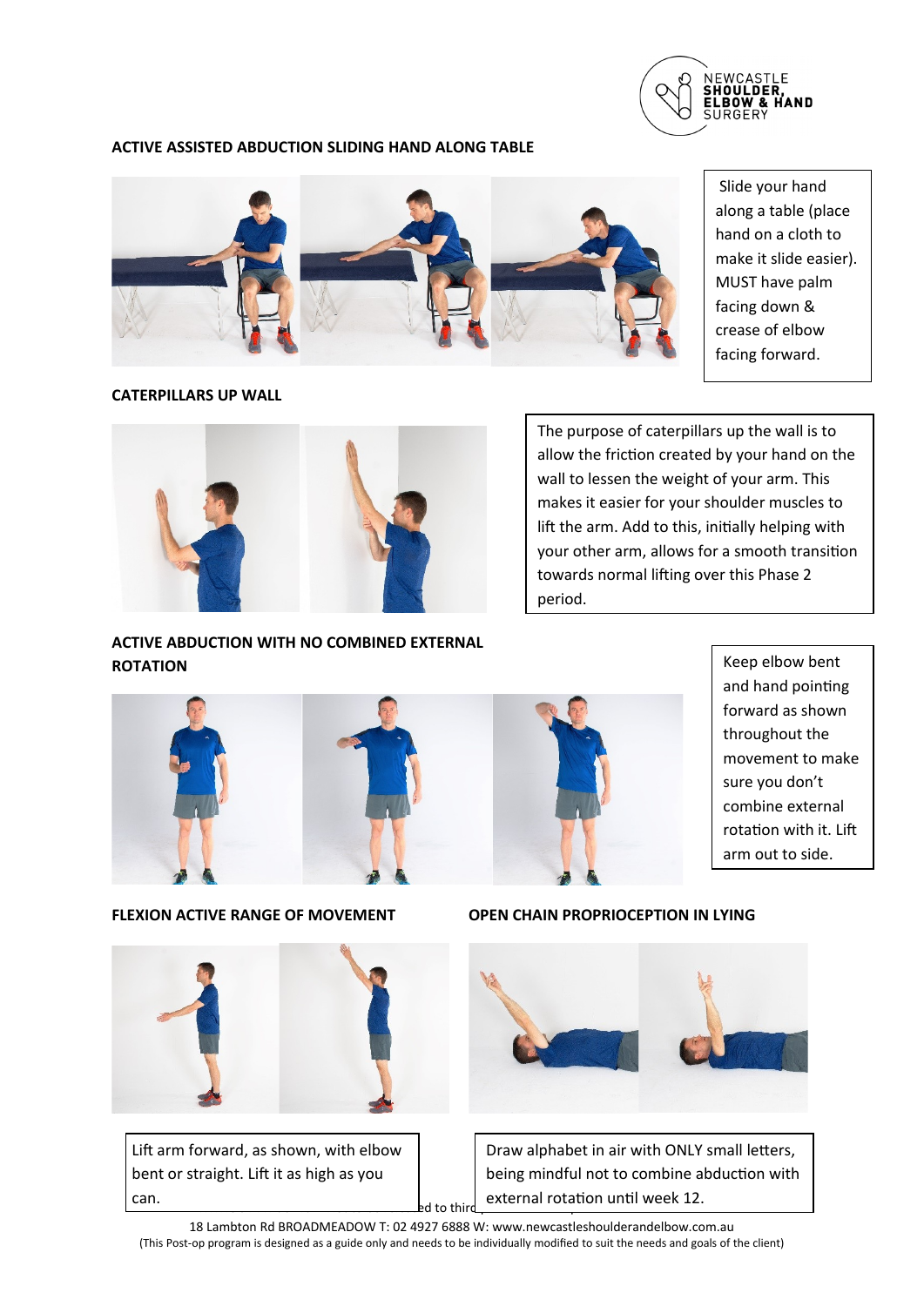## ACTIVE ASSISTED ABDUCTION SLIDING HAND ALONG TABLE

Slide your hand along a table (place hand on a cloth to make it slide easier). MUST have palm facing down & crease of elbow facing forward.

## CATERPILLARS UP WALL

The purpose of caterpillars up the wall is to allow the friction created by your hand on the wall to lessen the weight of your arm. This makes it easier for your shoulder muscles to lift the arm. Add to this, initially helping with your other arm, allows for a smooth transition towards normal lifting over this Phase 2 period.

## ACTIVE ABDUCTION WITH NO COMBINED EXTERNAL ROTATION

Keep elbow bent and hand pointing forward as shown throughout the movement to make sure you don't combine external rotation with it. Lift arm out to side.

## FLEXION ACTIVE RANGE OF MOVEMENT

Lift arm forward, as shown, with elbow bent or straight. Lift it as high as you can.

## OPEN CHAIN PROPRIOCEPTION IN LYING

Draw alphabet in air with ONLY small letters, being mindful not to combine abduction with external rotation until week 12.

18 Lambton Rd BROADMEADOW T: 02 4927 6888 W: www.newcastleshoulderandelbow.com.au

(This Post-op program is designed as a guide only and needs to be individually modified to suit the needs and goals of the client)